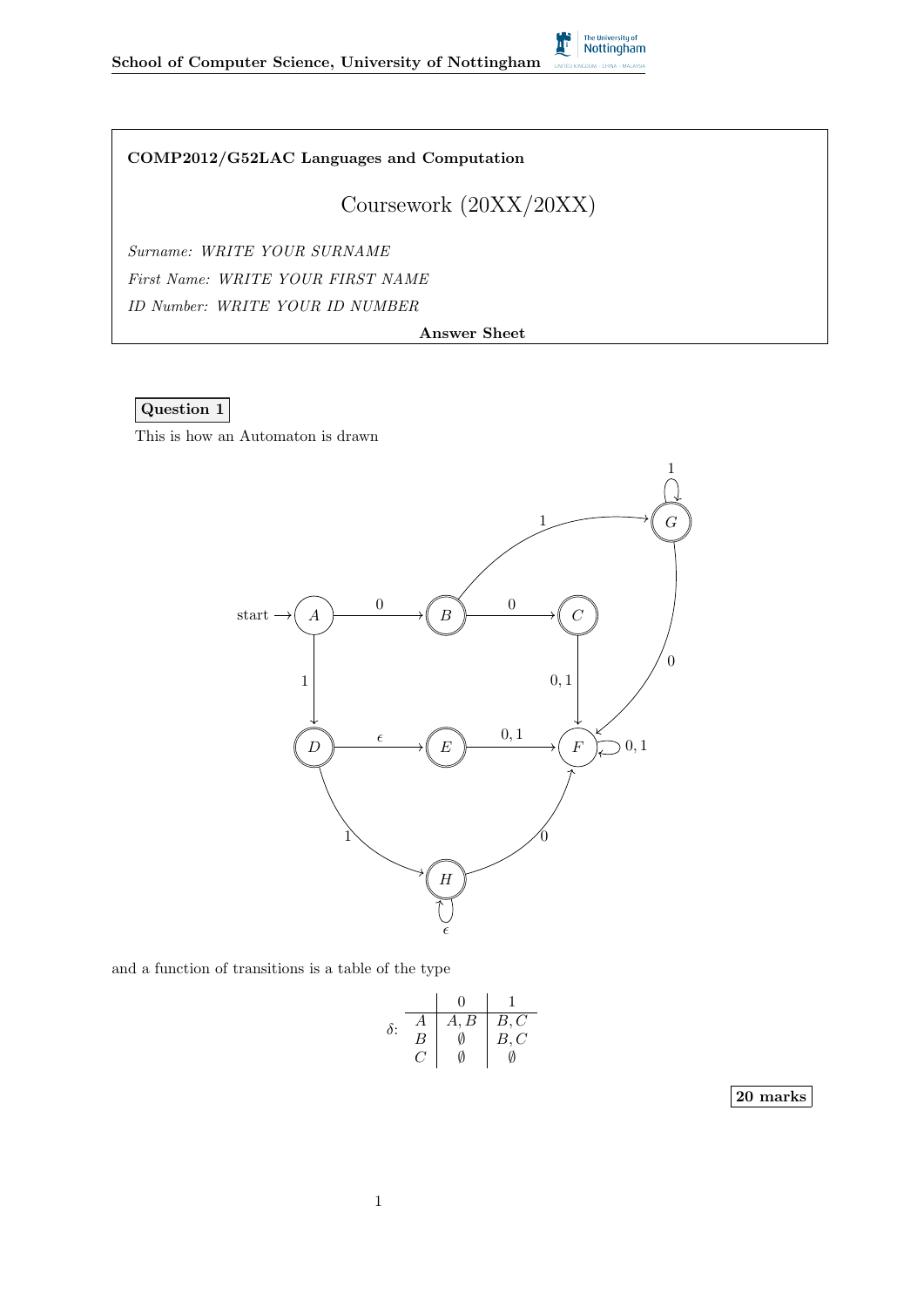**COMP2012/G52LAC Languages and Computation**

## Coursework (20XX/20XX)

*Surname: WRITE YOUR SURNAME*

*First Name: WRITE YOUR FIRST NAME*

*ID Number: WRITE YOUR ID NUMBER*

**Answer Sheet**

### Question 1

This is how an Automaton is drawn

start
A
B
C
D
E
F
G
H
0
0
1
1
0
0, 1
0, 1
0, 1
$\epsilon$
1
0
$\epsilon$

and a function of transitions is a table of the type

$\delta$:

| | 0 | 1 |
|---|---|---|
| $A$ | $A, B$ | $B, C$ |
| $B$ | $\emptyset$ | $B, C$ |
| $C$ | $\emptyset$ | $\emptyset$ |

**20 marks**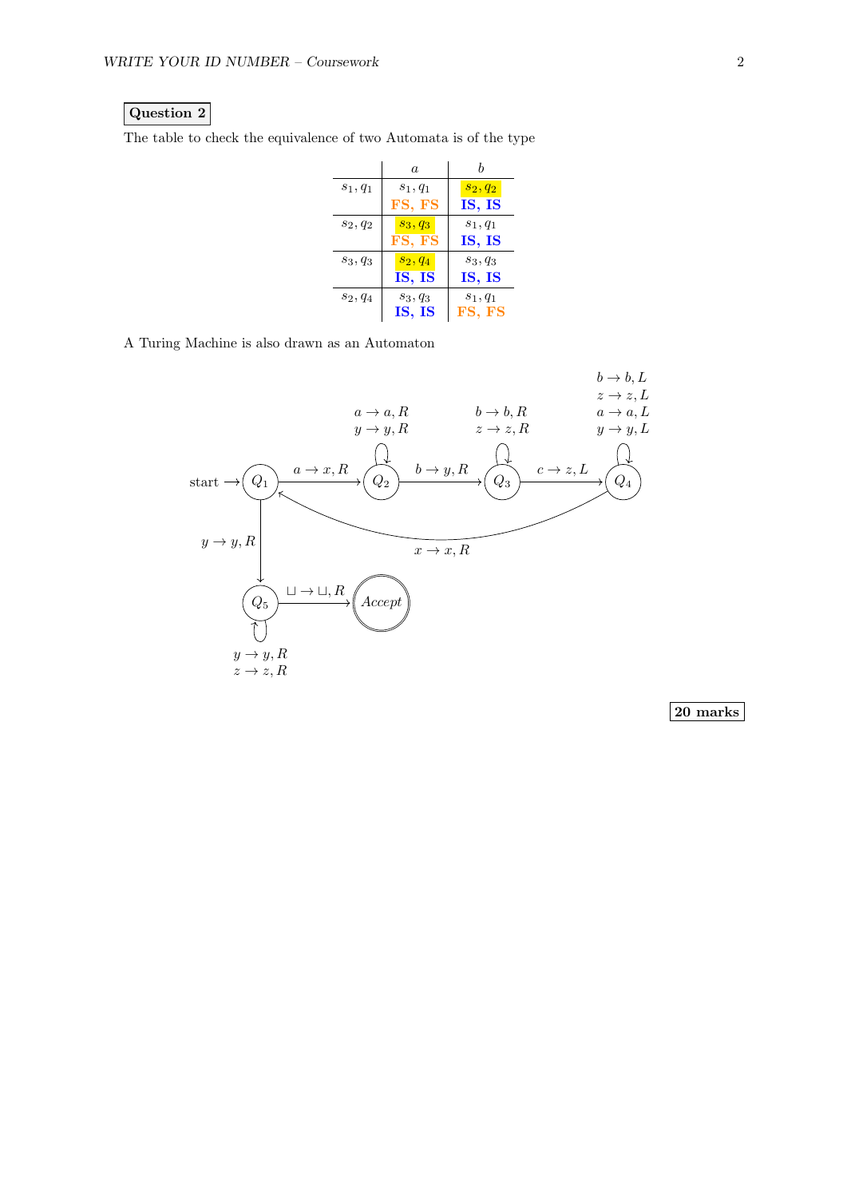**Question 2**

The table to check the equivalence of two Automata is of the type

| | $a$ | $b$ |
|---|---|---|
| $s_1, q_1$ | $s_1, q_1$ **FS, FS** | $s_2, q_2$ **IS, IS** |
| $s_2, q_2$ | $s_3, q_3$ **FS, FS** | $s_1, q_1$ **IS, IS** |
| $s_3, q_3$ | $s_2, q_4$ **IS, IS** | $s_3, q_3$ **IS, IS** |
| $s_2, q_4$ | $s_3, q_3$ **IS, IS** | $s_1, q_1$ **FS, FS** |

A Turing Machine is also drawn as an Automaton

start →

$Q_1$ $\quad a \to x, R \quad$ $Q_2$ $\quad b \to y, R \quad$ $Q_3$ $\quad c \to z, L \quad$ $Q_4$

$a \to a, R$
$y \to y, R$

$b \to b, R$
$z \to z, R$

$b \to b, L$
$z \to z, L$
$a \to a, L$
$y \to y, L$

$x \to x, R$

$y \to y, R$

$Q_5$ $\quad \sqcup \to \sqcup, R \quad$ *Accept*

$y \to y, R$
$z \to z, R$

**20 marks**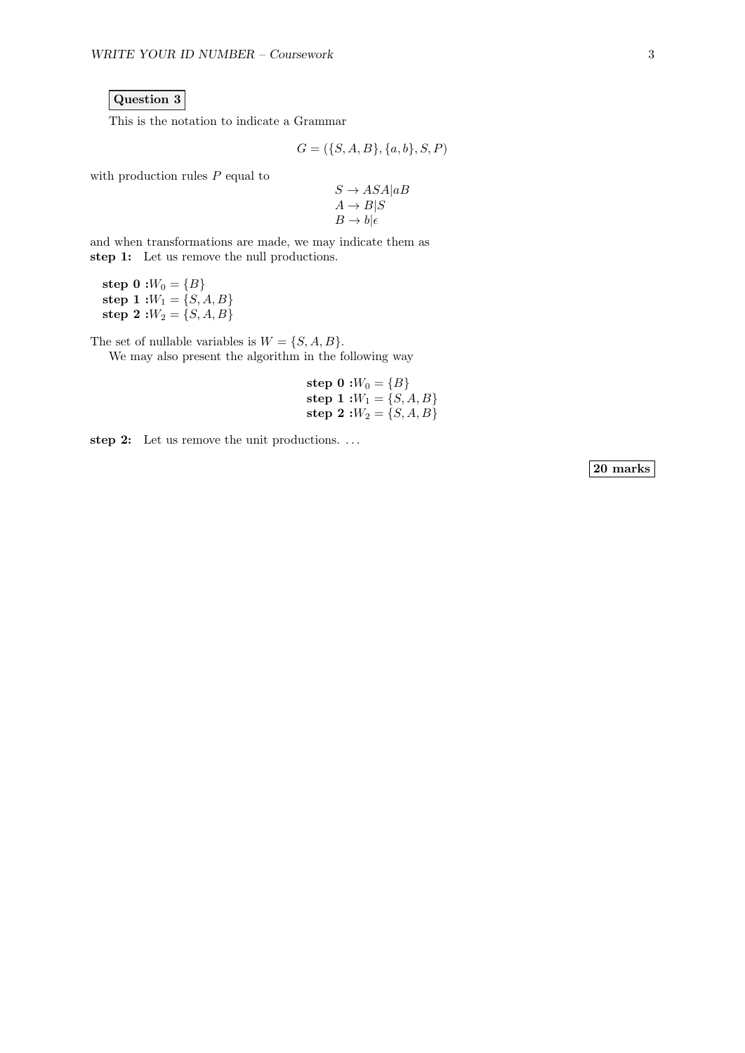**Question 3**

This is the notation to indicate a Grammar

$$G = (\{S, A, B\}, \{a, b\}, S, P)$$

with production rules $P$ equal to

$$S \rightarrow ASA|aB$$
$$A \rightarrow B|S$$
$$B \rightarrow b|\epsilon$$

and when transformations are made, we may indicate them as

**step 1:** Let us remove the null productions.

**step 0 :**$W_0 = \{B\}$
**step 1 :**$W_1 = \{S, A, B\}$
**step 2 :**$W_2 = \{S, A, B\}$

The set of nullable variables is $W = \{S, A, B\}$.

We may also present the algorithm in the following way

$$\textbf{step 0 :}W_0 = \{B\}$$
$$\textbf{step 1 :}W_1 = \{S, A, B\}$$
$$\textbf{step 2 :}W_2 = \{S, A, B\}$$

**step 2:** Let us remove the unit productions. ...

**20 marks**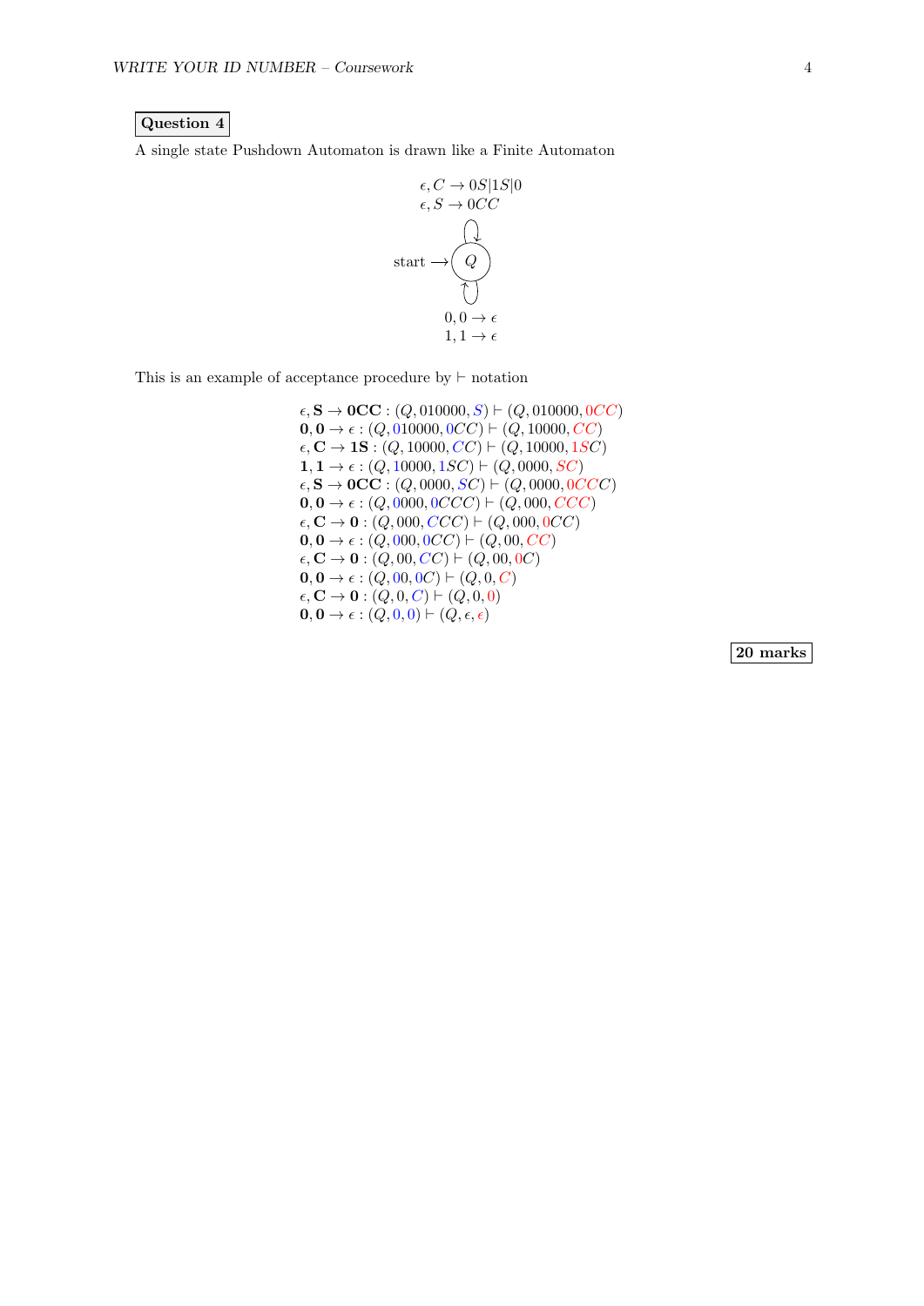**Question 4**

A single state Pushdown Automaton is drawn like a Finite Automaton

$\epsilon, C \to 0S|1S|0$
$\epsilon, S \to 0CC$

start $\longrightarrow$ $Q$

$0, 0 \to \epsilon$
$1, 1 \to \epsilon$

This is an example of acceptance procedure by $\vdash$ notation

$$\epsilon, \mathbf{S} \to \mathbf{0CC} : (Q, 010000, S) \vdash (Q, 010000, 0CC)$$
$$\mathbf{0}, \mathbf{0} \to \epsilon : (Q, 010000, 0CC) \vdash (Q, 10000, CC)$$
$$\epsilon, \mathbf{C} \to \mathbf{1S} : (Q, 10000, CC) \vdash (Q, 10000, 1SC)$$
$$\mathbf{1}, \mathbf{1} \to \epsilon : (Q, 10000, 1SC) \vdash (Q, 0000, SC)$$
$$\epsilon, \mathbf{S} \to \mathbf{0CC} : (Q, 0000, SC) \vdash (Q, 0000, 0CCC)$$
$$\mathbf{0}, \mathbf{0} \to \epsilon : (Q, 0000, 0CCC) \vdash (Q, 000, CCC)$$
$$\epsilon, \mathbf{C} \to \mathbf{0} : (Q, 000, CCC) \vdash (Q, 000, 0CC)$$
$$\mathbf{0}, \mathbf{0} \to \epsilon : (Q, 000, 0CC) \vdash (Q, 00, CC)$$
$$\epsilon, \mathbf{C} \to \mathbf{0} : (Q, 00, CC) \vdash (Q, 00, 0C)$$
$$\mathbf{0}, \mathbf{0} \to \epsilon : (Q, 00, 0C) \vdash (Q, 0, C)$$
$$\epsilon, \mathbf{C} \to \mathbf{0} : (Q, 0, C) \vdash (Q, 0, 0)$$
$$\mathbf{0}, \mathbf{0} \to \epsilon : (Q, 0, 0) \vdash (Q, \epsilon, \epsilon)$$

**20 marks**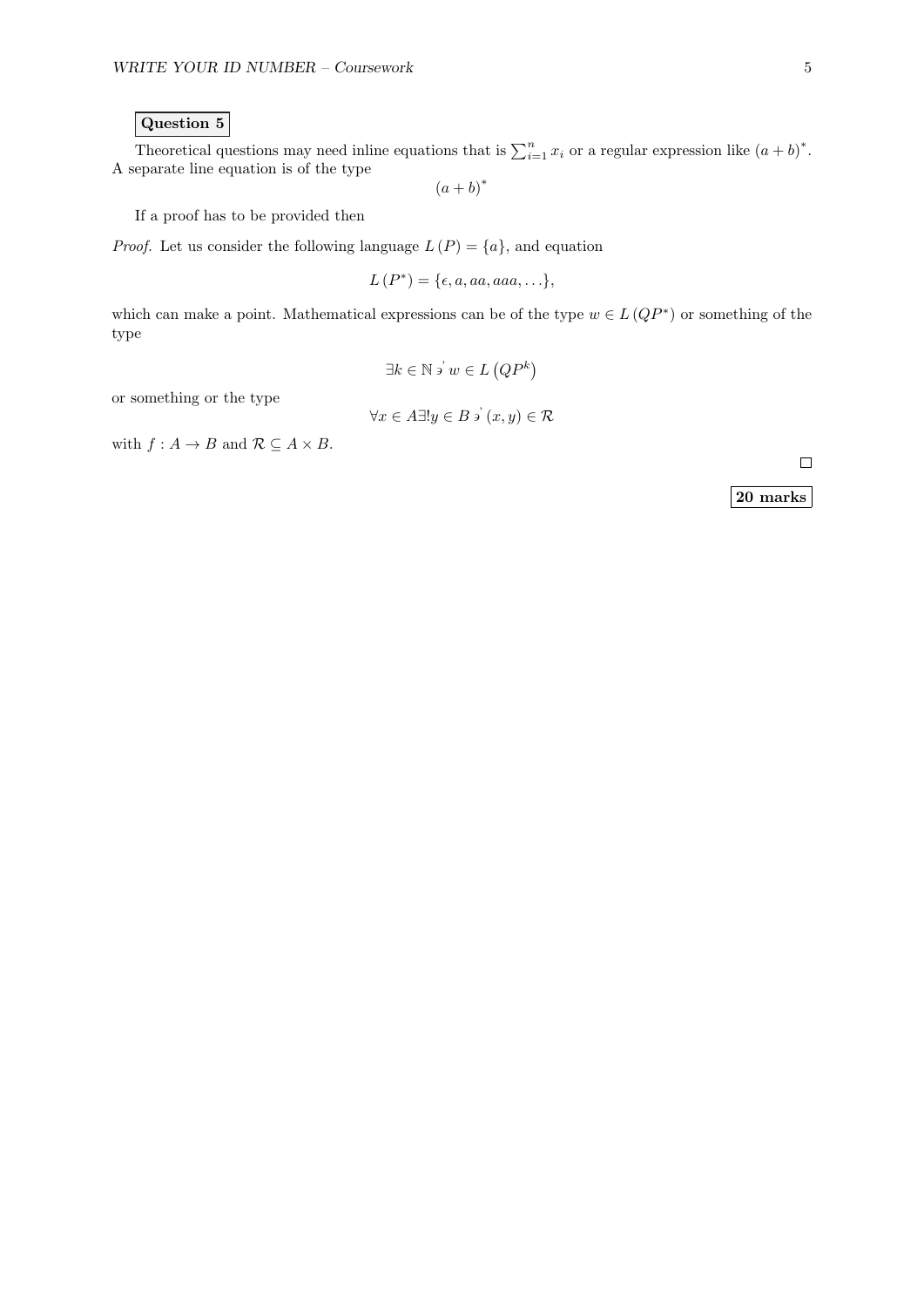**Question 5**

Theoretical questions may need inline equations that is $\sum_{i=1}^{n} x_i$ or a regular expression like $(a+b)^*$. A separate line equation is of the type

$$(a+b)^*$$

If a proof has to be provided then

*Proof.* Let us consider the following language $L(P) = \{a\}$, and equation

$$L(P^*) = \{\epsilon, a, aa, aaa, \ldots\},$$

which can make a point. Mathematical expressions can be of the type $w \in L(QP^*)$ or something of the type

$$\exists k \in \mathbb{N} \ni' w \in L\left(QP^k\right)$$

or something or the type

$$\forall x \in A \exists! y \in B \ni' (x, y) \in \mathcal{R}$$

with $f : A \rightarrow B$ and $\mathcal{R} \subseteq A \times B$.

□

**20 marks**